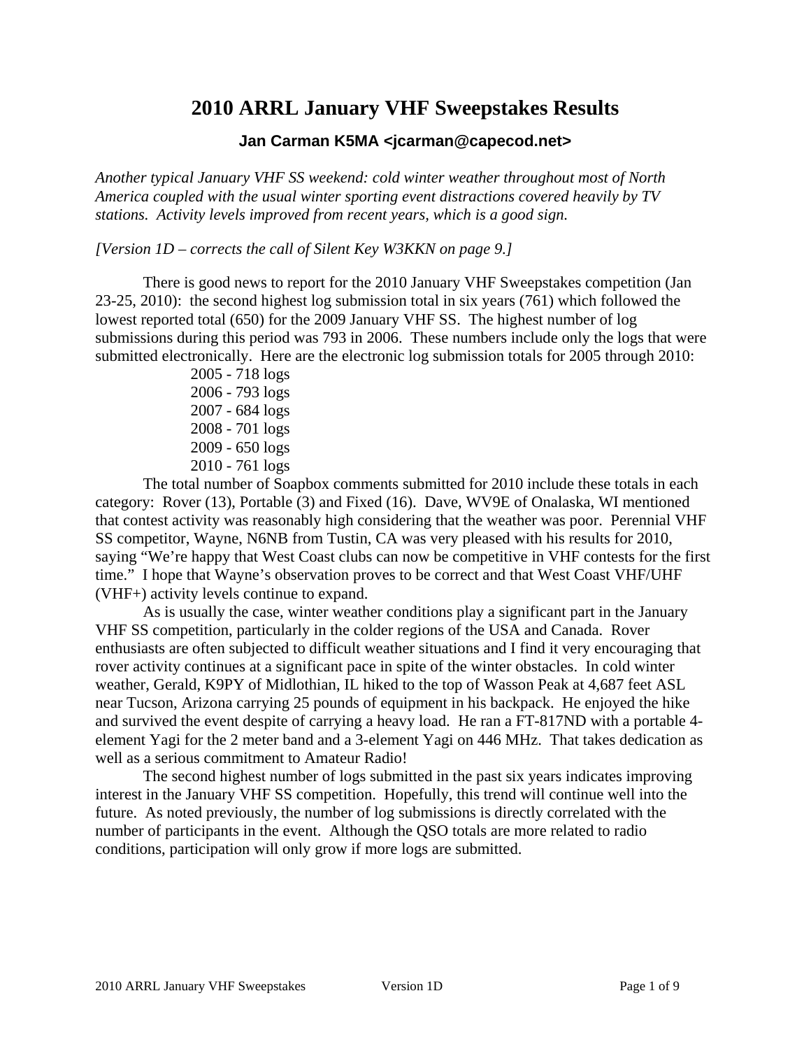# 2010 ARRL January VHF Sweepstakes Results

### Jan Carman K5MA <jcarman@capecod.net>

*Another typical January VHF SS weekend: cold winter weather throughout most of North America coupled with the usual winter sporting event distractions covered heavily by TV stations. Activity levels improved from recent years, which is a good sign.*

*[Version 1D – corrects the call of Silent Key W3KKN on page 9.]*

There is good news to report for the 2010 January VHF Sweepstakes competition (Jan 23-25, 2010): the second highest log submission total in six years (761) which followed the lowest reported total (650) for the 2009 January VHF SS. The highest number of log submissions during this period was 793 in 2006. These numbers include only the logs that were submitted electronically. Here are the electronic log submission totals for 2005 through 2010:

2005 - 718 logs
2006 - 793 logs
2007 - 684 logs
2008 - 701 logs
2009 - 650 logs
2010 - 761 logs

The total number of Soapbox comments submitted for 2010 include these totals in each category: Rover (13), Portable (3) and Fixed (16). Dave, WV9E of Onalaska, WI mentioned that contest activity was reasonably high considering that the weather was poor. Perennial VHF SS competitor, Wayne, N6NB from Tustin, CA was very pleased with his results for 2010, saying "We're happy that West Coast clubs can now be competitive in VHF contests for the first time." I hope that Wayne's observation proves to be correct and that West Coast VHF/UHF (VHF+) activity levels continue to expand.

As is usually the case, winter weather conditions play a significant part in the January VHF SS competition, particularly in the colder regions of the USA and Canada. Rover enthusiasts are often subjected to difficult weather situations and I find it very encouraging that rover activity continues at a significant pace in spite of the winter obstacles. In cold winter weather, Gerald, K9PY of Midlothian, IL hiked to the top of Wasson Peak at 4,687 feet ASL near Tucson, Arizona carrying 25 pounds of equipment in his backpack. He enjoyed the hike and survived the event despite of carrying a heavy load. He ran a FT-817ND with a portable 4-element Yagi for the 2 meter band and a 3-element Yagi on 446 MHz. That takes dedication as well as a serious commitment to Amateur Radio!

The second highest number of logs submitted in the past six years indicates improving interest in the January VHF SS competition. Hopefully, this trend will continue well into the future. As noted previously, the number of log submissions is directly correlated with the number of participants in the event. Although the QSO totals are more related to radio conditions, participation will only grow if more logs are submitted.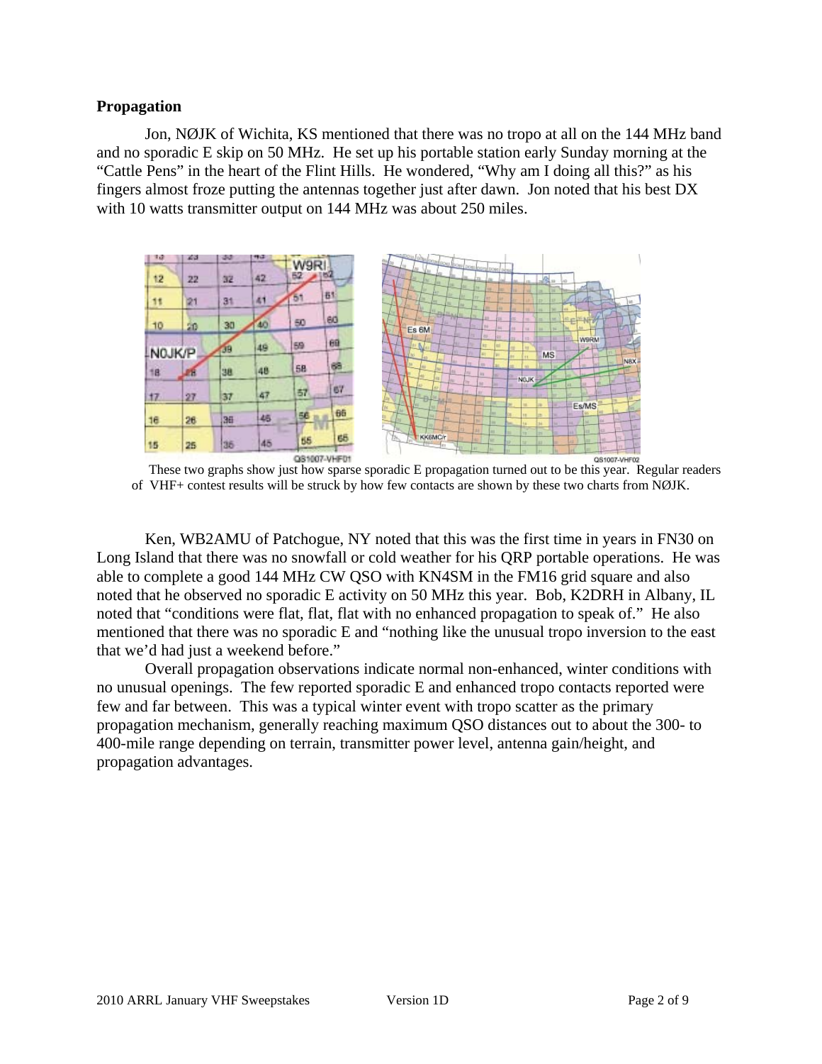**Propagation**

Jon, NØJK of Wichita, KS mentioned that there was no tropo at all on the 144 MHz band and no sporadic E skip on 50 MHz. He set up his portable station early Sunday morning at the "Cattle Pens" in the heart of the Flint Hills. He wondered, "Why am I doing all this?" as his fingers almost froze putting the antennas together just after dawn. Jon noted that his best DX with 10 watts transmitter output on 144 MHz was about 250 miles.

These two graphs show just how sparse sporadic E propagation turned out to be this year. Regular readers of VHF+ contest results will be struck by how few contacts are shown by these two charts from NØJK.

Ken, WB2AMU of Patchogue, NY noted that this was the first time in years in FN30 on Long Island that there was no snowfall or cold weather for his QRP portable operations. He was able to complete a good 144 MHz CW QSO with KN4SM in the FM16 grid square and also noted that he observed no sporadic E activity on 50 MHz this year. Bob, K2DRH in Albany, IL noted that "conditions were flat, flat, flat with no enhanced propagation to speak of." He also mentioned that there was no sporadic E and "nothing like the unusual tropo inversion to the east that we'd had just a weekend before."

Overall propagation observations indicate normal non-enhanced, winter conditions with no unusual openings. The few reported sporadic E and enhanced tropo contacts reported were few and far between. This was a typical winter event with tropo scatter as the primary propagation mechanism, generally reaching maximum QSO distances out to about the 300- to 400-mile range depending on terrain, transmitter power level, antenna gain/height, and propagation advantages.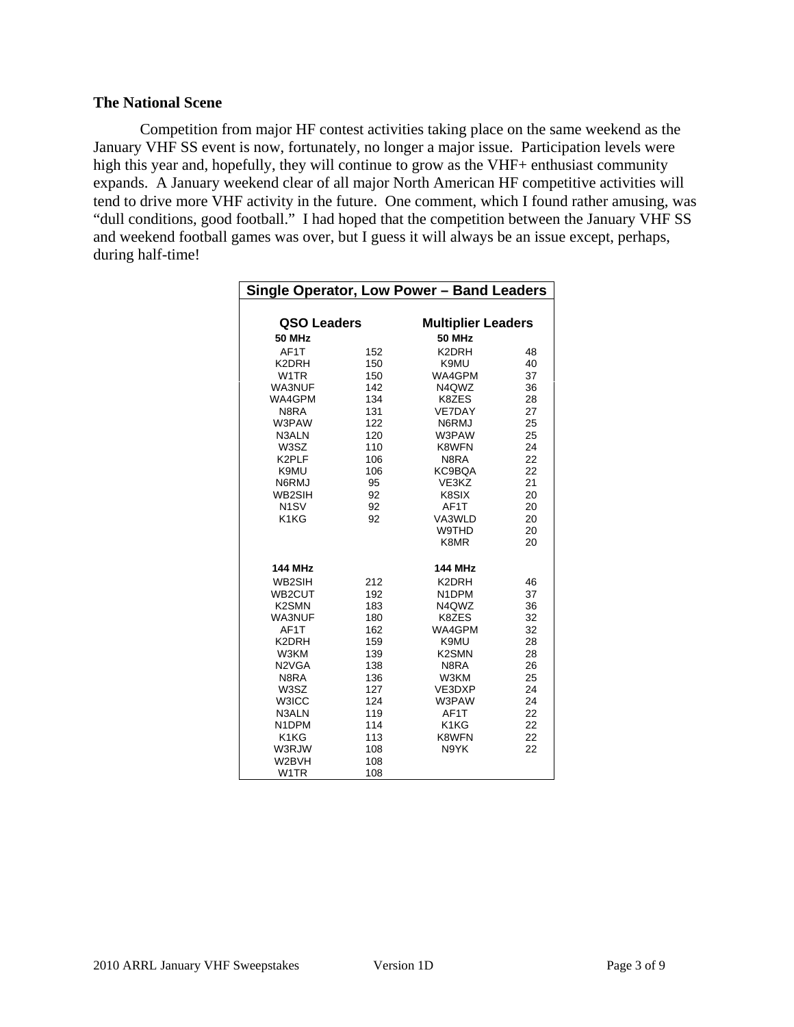### The National Scene

Competition from major HF contest activities taking place on the same weekend as the January VHF SS event is now, fortunately, no longer a major issue. Participation levels were high this year and, hopefully, they will continue to grow as the VHF+ enthusiast community expands. A January weekend clear of all major North American HF competitive activities will tend to drive more VHF activity in the future. One comment, which I found rather amusing, was "dull conditions, good football." I had hoped that the competition between the January VHF SS and weekend football games was over, but I guess it will always be an issue except, perhaps, during half-time!

**Single Operator, Low Power – Band Leaders**

| QSO Leaders | | Multiplier Leaders | |
|---|---|---|---|
| **50 MHz** | | **50 MHz** | |
| AF1T | 152 | K2DRH | 48 |
| K2DRH | 150 | K9MU | 40 |
| W1TR | 150 | WA4GPM | 37 |
| WA3NUF | 142 | N4QWZ | 36 |
| WA4GPM | 134 | K8ZES | 28 |
| N8RA | 131 | VE7DAY | 27 |
| W3PAW | 122 | N6RMJ | 25 |
| N3ALN | 120 | W3PAW | 25 |
| W3SZ | 110 | K8WFN | 24 |
| K2PLF | 106 | N8RA | 22 |
| K9MU | 106 | KC9BQA | 22 |
| N6RMJ | 95 | VE3KZ | 21 |
| WB2SIH | 92 | K8SIX | 20 |
| N1SV | 92 | AF1T | 20 |
| K1KG | 92 | VA3WLD | 20 |
| | | W9THD | 20 |
| | | K8MR | 20 |
| **144 MHz** | | **144 MHz** | |
| WB2SIH | 212 | K2DRH | 46 |
| WB2CUT | 192 | N1DPM | 37 |
| K2SMN | 183 | N4QWZ | 36 |
| WA3NUF | 180 | K8ZES | 32 |
| AF1T | 162 | WA4GPM | 32 |
| K2DRH | 159 | K9MU | 28 |
| W3KM | 139 | K2SMN | 28 |
| N2VGA | 138 | N8RA | 26 |
| N8RA | 136 | W3KM | 25 |
| W3SZ | 127 | VE3DXP | 24 |
| W3ICC | 124 | W3PAW | 24 |
| N3ALN | 119 | AF1T | 22 |
| N1DPM | 114 | K1KG | 22 |
| K1KG | 113 | K8WFN | 22 |
| W3RJW | 108 | N9YK | 22 |
| W2BVH | 108 | | |
| W1TR | 108 | | |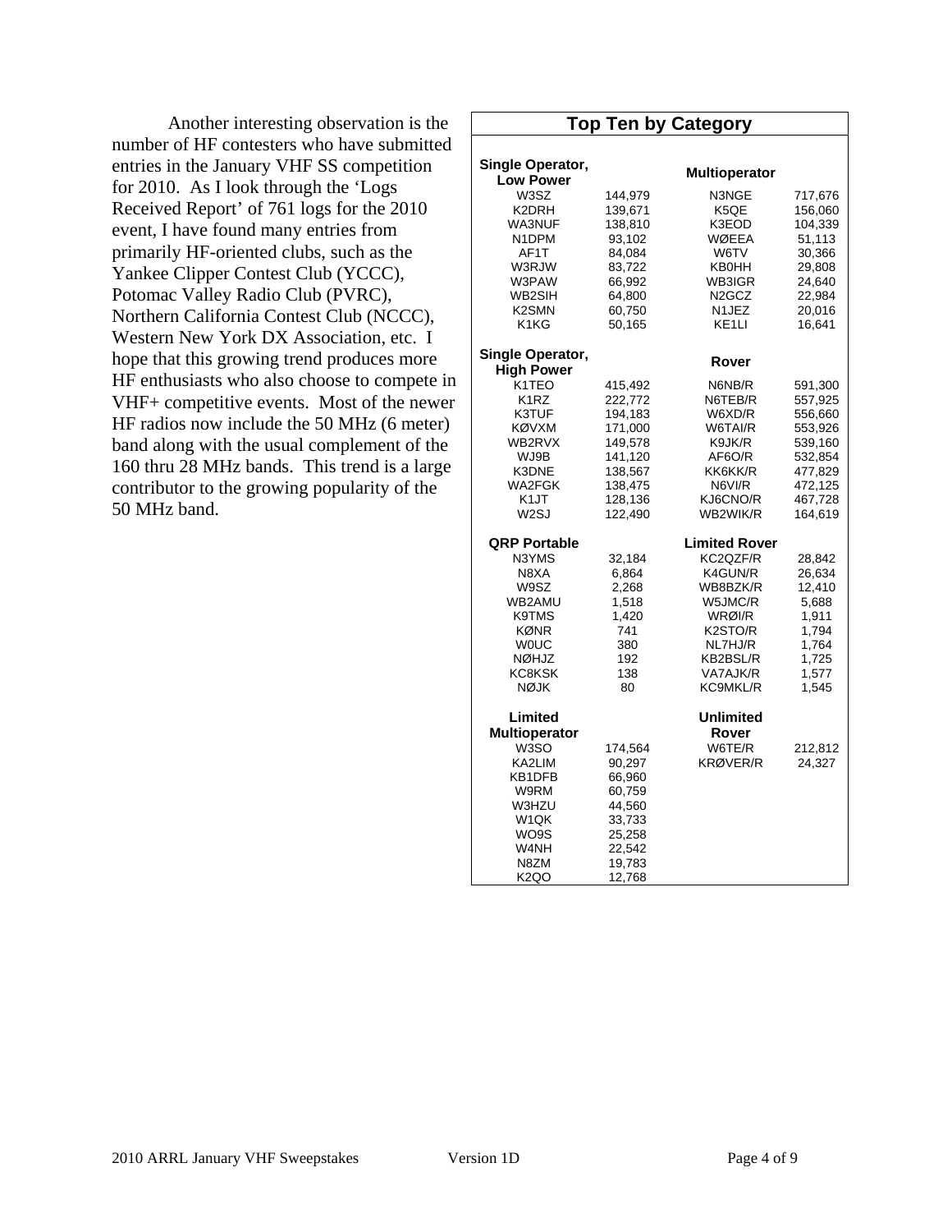Another interesting observation is the number of HF contesters who have submitted entries in the January VHF SS competition for 2010. As I look through the 'Logs Received Report' of 761 logs for the 2010 event, I have found many entries from primarily HF-oriented clubs, such as the Yankee Clipper Contest Club (YCCC), Potomac Valley Radio Club (PVRC), Northern California Contest Club (NCCC), Western New York DX Association, etc. I hope that this growing trend produces more HF enthusiasts who also choose to compete in VHF+ competitive events. Most of the newer HF radios now include the 50 MHz (6 meter) band along with the usual complement of the 160 thru 28 MHz bands. This trend is a large contributor to the growing popularity of the 50 MHz band.

## Top Ten by Category

| Single Operator, Low Power | | Multioperator | |
|---|---|---|---|
| W3SZ | 144,979 | N3NGE | 717,676 |
| K2DRH | 139,671 | K5QE | 156,060 |
| WA3NUF | 138,810 | K3EOD | 104,339 |
| N1DPM | 93,102 | WØEEA | 51,113 |
| AF1T | 84,084 | W6TV | 30,366 |
| W3RJW | 83,722 | KB0HH | 29,808 |
| W3PAW | 66,992 | WB3IGR | 24,640 |
| WB2SIH | 64,800 | N2GCZ | 22,984 |
| K2SMN | 60,750 | N1JEZ | 20,016 |
| K1KG | 50,165 | KE1LI | 16,641 |
| **Single Operator, High Power** | | **Rover** | |
| K1TEO | 415,492 | N6NB/R | 591,300 |
| K1RZ | 222,772 | N6TEB/R | 557,925 |
| K3TUF | 194,183 | W6XD/R | 556,660 |
| KØVXM | 171,000 | W6TAI/R | 553,926 |
| WB2RVX | 149,578 | K9JK/R | 539,160 |
| WJ9B | 141,120 | AF6O/R | 532,854 |
| K3DNE | 138,567 | KK6KK/R | 477,829 |
| WA2FGK | 138,475 | N6VI/R | 472,125 |
| K1JT | 128,136 | KJ6CNO/R | 467,728 |
| W2SJ | 122,490 | WB2WIK/R | 164,619 |
| **QRP Portable** | | **Limited Rover** | |
| N3YMS | 32,184 | KC2QZF/R | 28,842 |
| N8XA | 6,864 | K4GUN/R | 26,634 |
| W9SZ | 2,268 | WB8BZK/R | 12,410 |
| WB2AMU | 1,518 | W5JMC/R | 5,688 |
| K9TMS | 1,420 | WRØI/R | 1,911 |
| KØNR | 741 | K2STO/R | 1,794 |
| W0UC | 380 | NL7HJ/R | 1,764 |
| NØHJZ | 192 | KB2BSL/R | 1,725 |
| KC8KSK | 138 | VA7AJK/R | 1,577 |
| NØJK | 80 | KC9MKL/R | 1,545 |
| **Limited Multioperator** | | **Unlimited Rover** | |
| W3SO | 174,564 | W6TE/R | 212,812 |
| KA2LIM | 90,297 | KRØVER/R | 24,327 |
| KB1DFB | 66,960 | | |
| W9RM | 60,759 | | |
| W3HZU | 44,560 | | |
| W1QK | 33,733 | | |
| WO9S | 25,258 | | |
| W4NH | 22,542 | | |
| N8ZM | 19,783 | | |
| K2QO | 12,768 | | |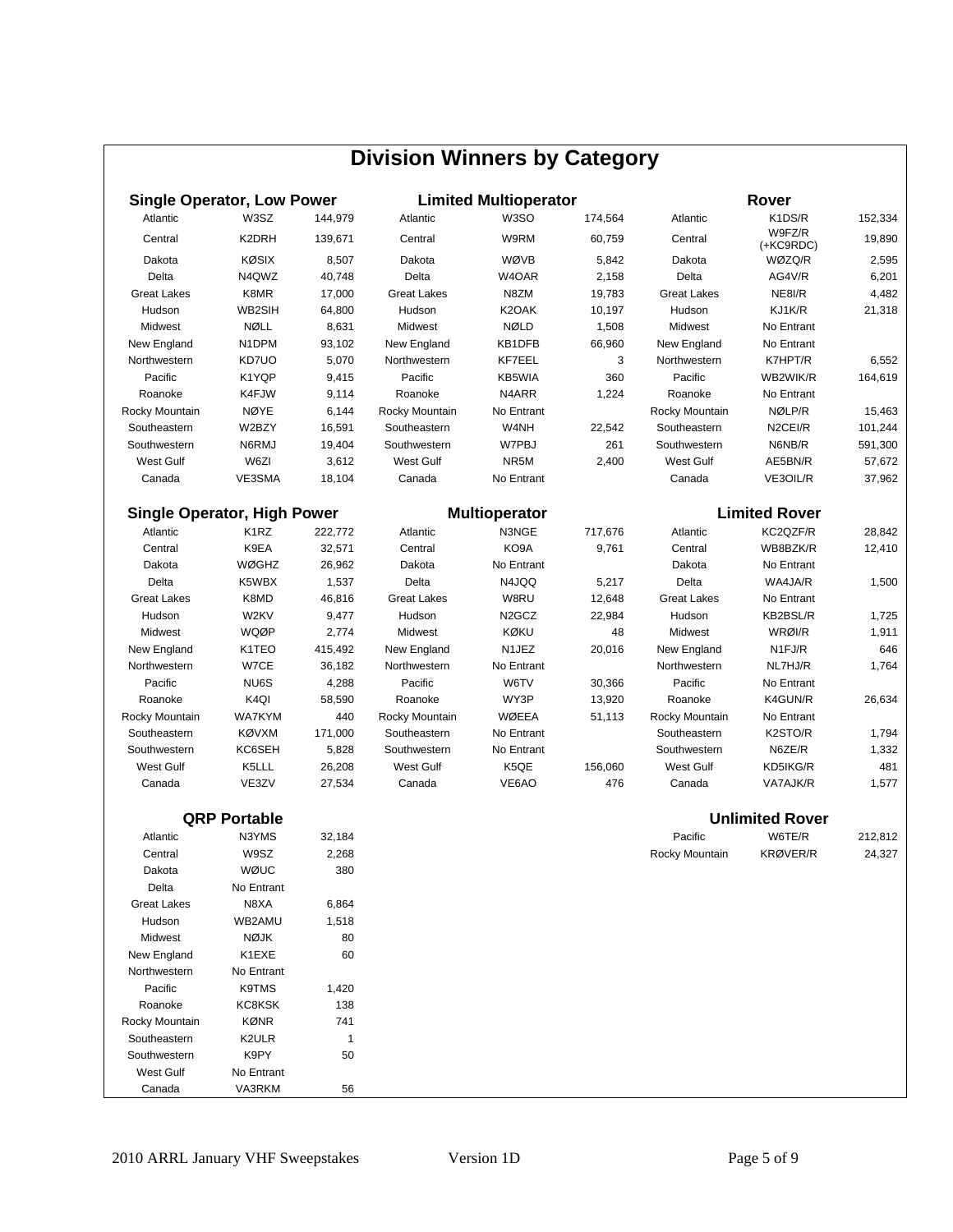# Division Winners by Category

### Single Operator, Low Power

| Division | Call | Score |
|---|---|---|
| Atlantic | W3SZ | 144,979 |
| Central | K2DRH | 139,671 |
| Dakota | KØSIX | 8,507 |
| Delta | N4QWZ | 40,748 |
| Great Lakes | K8MR | 17,000 |
| Hudson | WB2SIH | 64,800 |
| Midwest | NØLL | 8,631 |
| New England | N1DPM | 93,102 |
| Northwestern | KD7UO | 5,070 |
| Pacific | K1YQP | 9,415 |
| Roanoke | K4FJW | 9,114 |
| Rocky Mountain | NØYE | 6,144 |
| Southeastern | W2BZY | 16,591 |
| Southwestern | N6RMJ | 19,404 |
| West Gulf | W6ZI | 3,612 |
| Canada | VE3SMA | 18,104 |

### Limited Multioperator

| Division | Call | Score |
|---|---|---|
| Atlantic | W3SO | 174,564 |
| Central | W9RM | 60,759 |
| Dakota | WØVB | 5,842 |
| Delta | W4OAR | 2,158 |
| Great Lakes | N8ZM | 19,783 |
| Hudson | K2OAK | 10,197 |
| Midwest | NØLD | 1,508 |
| New England | KB1DFB | 66,960 |
| Northwestern | KF7EEL | 3 |
| Pacific | KB5WIA | 360 |
| Roanoke | N4ARR | 1,224 |
| Rocky Mountain | No Entrant | |
| Southeastern | W4NH | 22,542 |
| Southwestern | W7PBJ | 261 |
| West Gulf | NR5M | 2,400 |
| Canada | No Entrant | |

### Rover

| Division | Call | Score |
|---|---|---|
| Atlantic | K1DS/R | 152,334 |
| Central | W9FZ/R (+KC9RDC) | 19,890 |
| Dakota | WØZQ/R | 2,595 |
| Delta | AG4V/R | 6,201 |
| Great Lakes | NE8I/R | 4,482 |
| Hudson | KJ1K/R | 21,318 |
| Midwest | No Entrant | |
| New England | No Entrant | |
| Northwestern | K7HPT/R | 6,552 |
| Pacific | WB2WIK/R | 164,619 |
| Roanoke | No Entrant | |
| Rocky Mountain | NØLP/R | 15,463 |
| Southeastern | N2CEI/R | 101,244 |
| Southwestern | N6NB/R | 591,300 |
| West Gulf | AE5BN/R | 57,672 |
| Canada | VE3OIL/R | 37,962 |

### Single Operator, High Power

| Division | Call | Score |
|---|---|---|
| Atlantic | K1RZ | 222,772 |
| Central | K9EA | 32,571 |
| Dakota | WØGHZ | 26,962 |
| Delta | K5WBX | 1,537 |
| Great Lakes | K8MD | 46,816 |
| Hudson | W2KV | 9,477 |
| Midwest | WQØP | 2,774 |
| New England | K1TEO | 415,492 |
| Northwestern | W7CE | 36,182 |
| Pacific | NU6S | 4,288 |
| Roanoke | K4QI | 58,590 |
| Rocky Mountain | WA7KYM | 440 |
| Southeastern | KØVXM | 171,000 |
| Southwestern | KC6SEH | 5,828 |
| West Gulf | K5LLL | 26,208 |
| Canada | VE3ZV | 27,534 |

### Multioperator

| Division | Call | Score |
|---|---|---|
| Atlantic | N3NGE | 717,676 |
| Central | KO9A | 9,761 |
| Dakota | No Entrant | |
| Delta | N4JQQ | 5,217 |
| Great Lakes | W8RU | 12,648 |
| Hudson | N2GCZ | 22,984 |
| Midwest | KØKU | 48 |
| New England | N1JEZ | 20,016 |
| Northwestern | No Entrant | |
| Pacific | W6TV | 30,366 |
| Roanoke | WY3P | 13,920 |
| Rocky Mountain | WØEEA | 51,113 |
| Southeastern | No Entrant | |
| Southwestern | No Entrant | |
| West Gulf | K5QE | 156,060 |
| Canada | VE6AO | 476 |

### Limited Rover

| Division | Call | Score |
|---|---|---|
| Atlantic | KC2QZF/R | 28,842 |
| Central | WB8BZK/R | 12,410 |
| Dakota | No Entrant | |
| Delta | WA4JA/R | 1,500 |
| Great Lakes | No Entrant | |
| Hudson | KB2BSL/R | 1,725 |
| Midwest | WRØI/R | 1,911 |
| New England | N1FJ/R | 646 |
| Northwestern | NL7HJ/R | 1,764 |
| Pacific | No Entrant | |
| Roanoke | K4GUN/R | 26,634 |
| Rocky Mountain | No Entrant | |
| Southeastern | K2STO/R | 1,794 |
| Southwestern | N6ZE/R | 1,332 |
| West Gulf | KD5IKG/R | 481 |
| Canada | VA7AJK/R | 1,577 |

### QRP Portable

| Division | Call | Score |
|---|---|---|
| Atlantic | N3YMS | 32,184 |
| Central | W9SZ | 2,268 |
| Dakota | WØUC | 380 |
| Delta | No Entrant | |
| Great Lakes | N8XA | 6,864 |
| Hudson | WB2AMU | 1,518 |
| Midwest | NØJK | 80 |
| New England | K1EXE | 60 |
| Northwestern | No Entrant | |
| Pacific | K9TMS | 1,420 |
| Roanoke | KC8KSK | 138 |
| Rocky Mountain | KØNR | 741 |
| Southeastern | K2ULR | 1 |
| Southwestern | K9PY | 50 |
| West Gulf | No Entrant | |
| Canada | VA3RKM | 56 |

### Unlimited Rover

| Division | Call | Score |
|---|---|---|
| Pacific | W6TE/R | 212,812 |
| Rocky Mountain | KRØVER/R | 24,327 |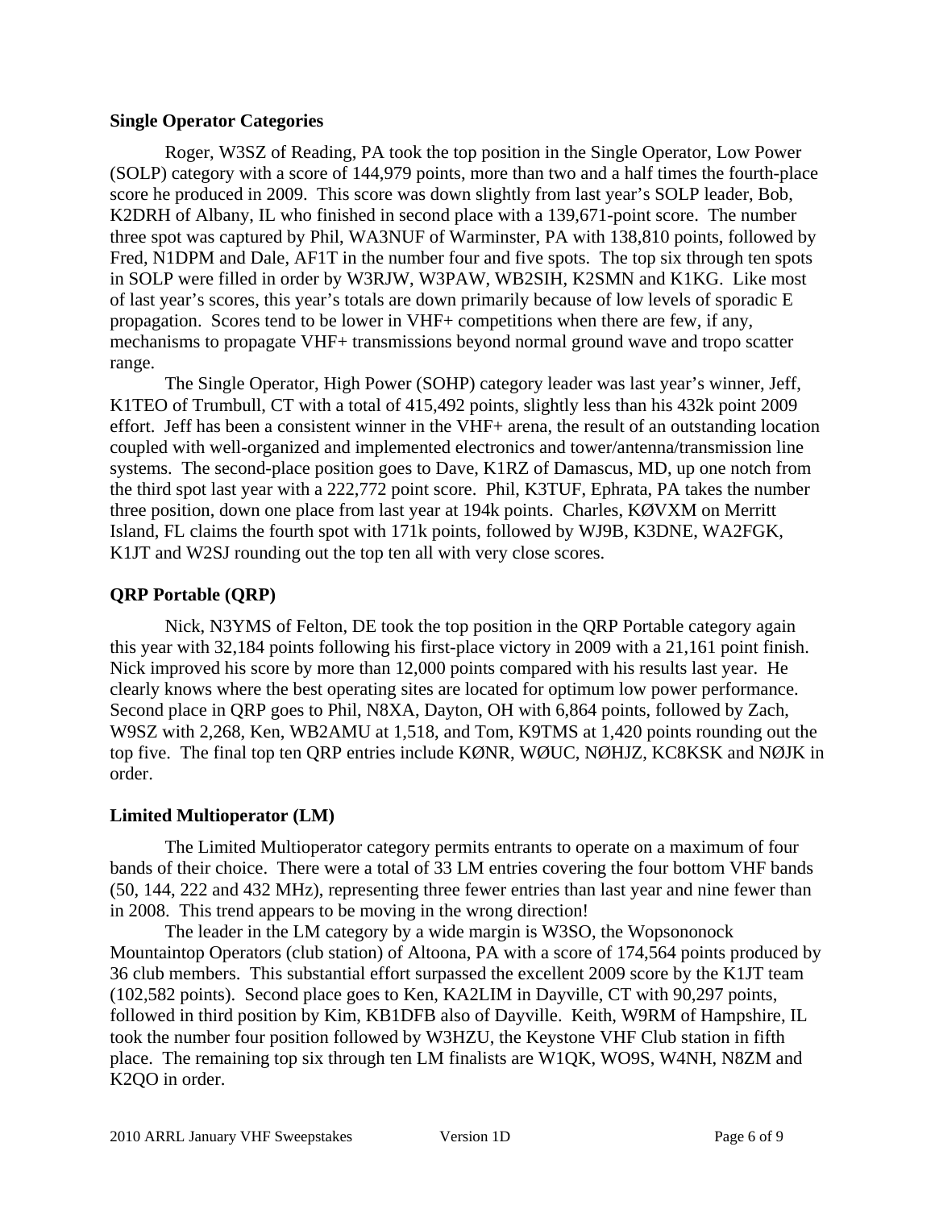**Single Operator Categories**

Roger, W3SZ of Reading, PA took the top position in the Single Operator, Low Power (SOLP) category with a score of 144,979 points, more than two and a half times the fourth-place score he produced in 2009. This score was down slightly from last year's SOLP leader, Bob, K2DRH of Albany, IL who finished in second place with a 139,671-point score. The number three spot was captured by Phil, WA3NUF of Warminster, PA with 138,810 points, followed by Fred, N1DPM and Dale, AF1T in the number four and five spots. The top six through ten spots in SOLP were filled in order by W3RJW, W3PAW, WB2SIH, K2SMN and K1KG. Like most of last year's scores, this year's totals are down primarily because of low levels of sporadic E propagation. Scores tend to be lower in VHF+ competitions when there are few, if any, mechanisms to propagate VHF+ transmissions beyond normal ground wave and tropo scatter range.

The Single Operator, High Power (SOHP) category leader was last year's winner, Jeff, K1TEO of Trumbull, CT with a total of 415,492 points, slightly less than his 432k point 2009 effort. Jeff has been a consistent winner in the VHF+ arena, the result of an outstanding location coupled with well-organized and implemented electronics and tower/antenna/transmission line systems. The second-place position goes to Dave, K1RZ of Damascus, MD, up one notch from the third spot last year with a 222,772 point score. Phil, K3TUF, Ephrata, PA takes the number three position, down one place from last year at 194k points. Charles, KØVXM on Merritt Island, FL claims the fourth spot with 171k points, followed by WJ9B, K3DNE, WA2FGK, K1JT and W2SJ rounding out the top ten all with very close scores.

**QRP Portable (QRP)**

Nick, N3YMS of Felton, DE took the top position in the QRP Portable category again this year with 32,184 points following his first-place victory in 2009 with a 21,161 point finish. Nick improved his score by more than 12,000 points compared with his results last year. He clearly knows where the best operating sites are located for optimum low power performance. Second place in QRP goes to Phil, N8XA, Dayton, OH with 6,864 points, followed by Zach, W9SZ with 2,268, Ken, WB2AMU at 1,518, and Tom, K9TMS at 1,420 points rounding out the top five. The final top ten QRP entries include KØNR, WØUC, NØHJZ, KC8KSK and NØJK in order.

**Limited Multioperator (LM)**

The Limited Multioperator category permits entrants to operate on a maximum of four bands of their choice. There were a total of 33 LM entries covering the four bottom VHF bands (50, 144, 222 and 432 MHz), representing three fewer entries than last year and nine fewer than in 2008. This trend appears to be moving in the wrong direction!

The leader in the LM category by a wide margin is W3SO, the Wopsononock Mountaintop Operators (club station) of Altoona, PA with a score of 174,564 points produced by 36 club members. This substantial effort surpassed the excellent 2009 score by the K1JT team (102,582 points). Second place goes to Ken, KA2LIM in Dayville, CT with 90,297 points, followed in third position by Kim, KB1DFB also of Dayville. Keith, W9RM of Hampshire, IL took the number four position followed by W3HZU, the Keystone VHF Club station in fifth place. The remaining top six through ten LM finalists are W1QK, WO9S, W4NH, N8ZM and K2QO in order.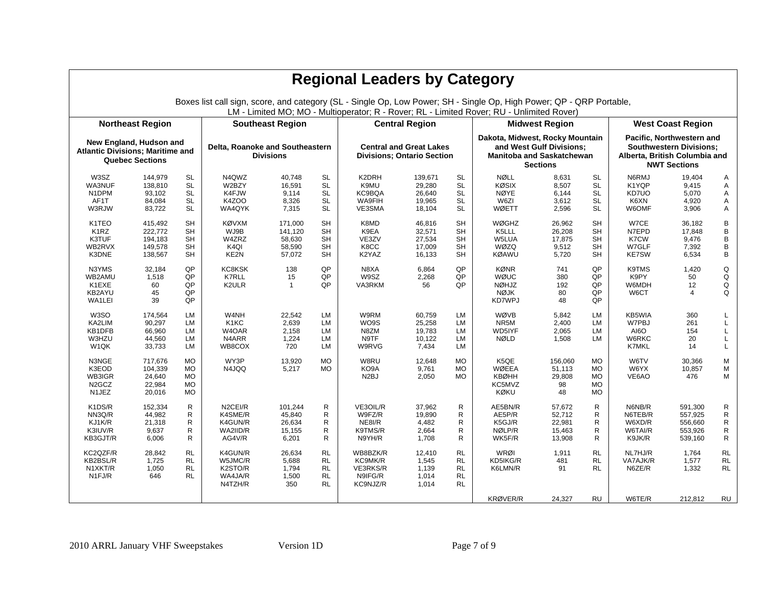# Regional Leaders by Category

Boxes list call sign, score, and category (SL - Single Op, Low Power; SH - Single Op, High Power; QP - QRP Portable, LM - Limited MO; MO - Multioperator; R - Rover; RL - Limited Rover; RU - Unlimited Rover)

| Northeast Region | | | Southeast Region | | | Central Region | | | Midwest Region | | | West Coast Region | | |
|---|---|---|---|---|---|---|---|---|---|---|---|---|---|---|
| New England, Hudson and Atlantic Divisions; Maritime and Quebec Sections | | | Delta, Roanoke and Southeastern Divisions | | | Central and Great Lakes Divisions; Ontario Section | | | Dakota, Midwest, Rocky Mountain and West Gulf Divisions; Manitoba and Saskatchewan Sections | | | Pacific, Northwestern and Southwestern Divisions; Alberta, British Columbia and NWT Sections | | |
| W3SZ | 144,979 | SL | N4QWZ | 40,748 | SL | K2DRH | 139,671 | SL | NØLL | 8,631 | SL | N6RMJ | 19,404 | A |
| WA3NUF | 138,810 | SL | W2BZY | 16,591 | SL | K9MU | 29,280 | SL | KØSIX | 8,507 | SL | K1YQP | 9,415 | A |
| N1DPM | 93,102 | SL | K4FJW | 9,114 | SL | KC9BQA | 26,640 | SL | NØYE | 6,144 | SL | KD7UO | 5,070 | A |
| AF1T | 84,084 | SL | K4ZOO | 8,326 | SL | WA9FIH | 19,965 | SL | W6ZI | 3,612 | SL | K6XN | 4,920 | A |
| W3RJW | 83,722 | SL | WA4QYK | 7,315 | SL | VE3SMA | 18,104 | SL | WØETT | 2,596 | SL | W6OMF | 3,906 | A |
| K1TEO | 415,492 | SH | KØVXM | 171,000 | SH | K8MD | 46,816 | SH | WØGHZ | 26,962 | SH | W7CE | 36,182 | B |
| K1RZ | 222,772 | SH | WJ9B | 141,120 | SH | K9EA | 32,571 | SH | K5LLL | 26,208 | SH | N7EPD | 17,848 | B |
| K3TUF | 194,183 | SH | W4ZRZ | 58,630 | SH | VE3ZV | 27,534 | SH | W5LUA | 17,875 | SH | K7CW | 9,476 | B |
| WB2RVX | 149,578 | SH | K4QI | 58,590 | SH | K8CC | 17,009 | SH | WØZQ | 9,512 | SH | W7GLF | 7,392 | B |
| K3DNE | 138,567 | SH | KE2N | 57,072 | SH | K2YAZ | 16,133 | SH | KØAWU | 5,720 | SH | KE7SW | 6,534 | B |
| N3YMS | 32,184 | QP | KC8KSK | 138 | QP | N8XA | 6,864 | QP | KØNR | 741 | QP | K9TMS | 1,420 | Q |
| WB2AMU | 1,518 | QP | K7RLL | 15 | QP | W9SZ | 2,268 | QP | WØUC | 380 | QP | K9PY | 50 | Q |
| K1EXE | 60 | QP | K2ULR | 1 | QP | VA3RKM | 56 | QP | NØHJZ | 192 | QP | W6MDH | 12 | Q |
| KB2AYU | 45 | QP | | | | | | | NØJK | 80 | QP | W6CT | 4 | Q |
| WA1LEI | 39 | QP | | | | | | | KD7WPJ | 48 | QP | | | |
| W3SO | 174,564 | LM | W4NH | 22,542 | LM | W9RM | 60,759 | LM | WØVB | 5,842 | LM | KB5WIA | 360 | L |
| KA2LIM | 90,297 | LM | K1KC | 2,639 | LM | WO9S | 25,258 | LM | NR5M | 2,400 | LM | W7PBJ | 261 | L |
| KB1DFB | 66,960 | LM | W4OAR | 2,158 | LM | N8ZM | 19,783 | LM | WD5IYF | 2,065 | LM | AI6O | 154 | L |
| W3HZU | 44,560 | LM | N4ARR | 1,224 | LM | N9TF | 10,122 | LM | NØLD | 1,508 | LM | W6RKC | 20 | L |
| W1QK | 33,733 | LM | WB8COX | 720 | LM | W9RVG | 7,434 | LM | | | | K7MKL | 14 | L |
| N3NGE | 717,676 | MO | WY3P | 13,920 | MO | W8RU | 12,648 | MO | K5QE | 156,060 | MO | W6TV | 30,366 | M |
| K3EOD | 104,339 | MO | N4JQQ | 5,217 | MO | KO9A | 9,761 | MO | WØEEA | 51,113 | MO | W6YX | 10,857 | M |
| WB3IGR | 24,640 | MO | | | | N2BJ | 2,050 | MO | KBØHH | 29,808 | MO | VE6AO | 476 | M |
| N2GCZ | 22,984 | MO | | | | | | | KC5MVZ | 98 | MO | | | |
| N1JEZ | 20,016 | MO | | | | | | | KØKU | 48 | MO | | | |
| K1DS/R | 152,334 | R | N2CEI/R | 101,244 | R | VE3OIL/R | 37,962 | R | AE5BN/R | 57,672 | R | N6NB/R | 591,300 | R |
| NN3Q/R | 44,982 | R | K4SME/R | 45,840 | R | W9FZ/R | 19,890 | R | AE5P/R | 52,712 | R | N6TEB/R | 557,925 | R |
| KJ1K/R | 21,318 | R | K4GUN/R | 26,634 | R | NE8I/R | 4,482 | R | K5GJ/R | 22,981 | R | W6XD/R | 556,660 | R |
| K3IUV/R | 9,637 | R | WA2IID/R | 15,155 | R | K9TMS/R | 2,664 | R | NØLP/R | 15,463 | R | W6TAI/R | 553,926 | R |
| KB3GJT/R | 6,006 | R | AG4V/R | 6,201 | R | N9YH/R | 1,708 | R | WK5F/R | 13,908 | R | K9JK/R | 539,160 | R |
| KC2QZF/R | 28,842 | RL | K4GUN/R | 26,634 | RL | WB8BZK/R | 12,410 | RL | WRØI | 1,911 | RL | NL7HJ/R | 1,764 | RL |
| KB2BSL/R | 1,725 | RL | W5JMC/R | 5,688 | RL | KC9MK/R | 1,545 | RL | KD5IKG/R | 481 | RL | VA7AJK/R | 1,577 | RL |
| N1XKT/R | 1,050 | RL | K2STO/R | 1,794 | RL | VE3RKS/R | 1,139 | RL | K6LMN/R | 91 | RL | N6ZE/R | 1,332 | RL |
| N1FJ/R | 646 | RL | WA4JA/R | 1,500 | RL | N9IFG/R | 1,014 | RL | | | | | | |
| | | | N4TZH/R | 350 | RL | KC9NJZ/R | 1,014 | RL | | | | | | |
| | | | | | | | | | KRØVER/R | 24,327 | RU | W6TE/R | 212,812 | RU |

2010 ARRL January VHF Sweepstakes Version 1D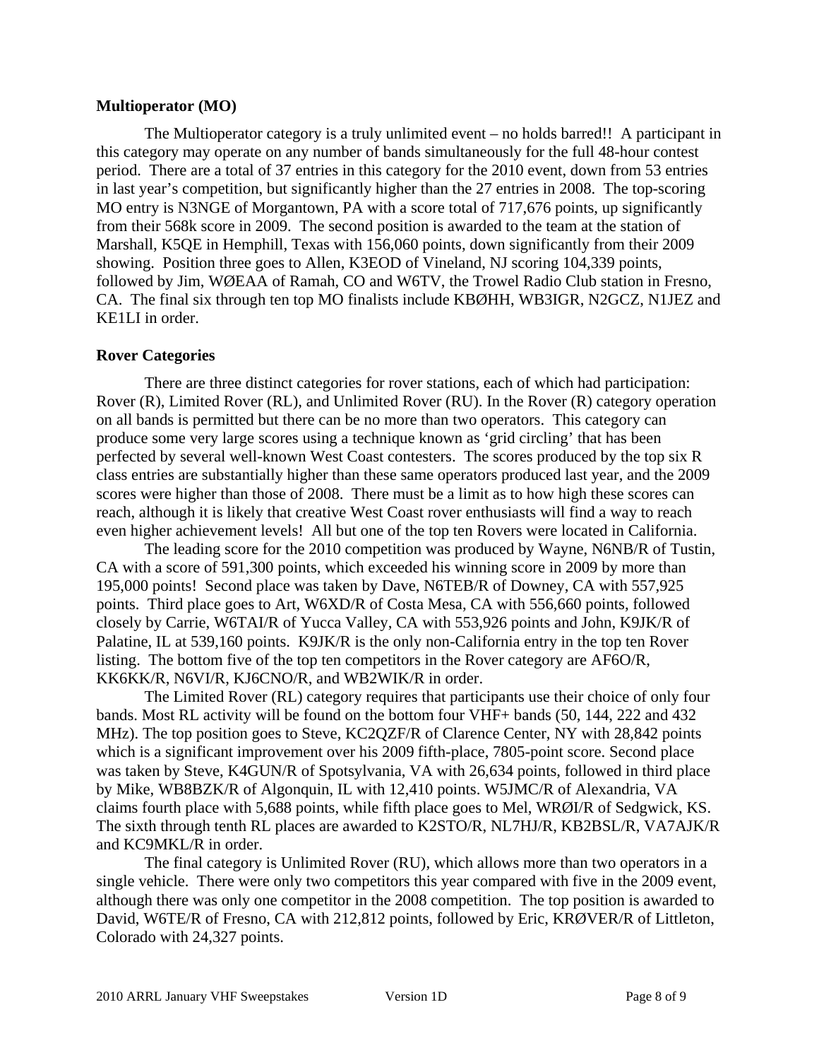**Multioperator (MO)**

The Multioperator category is a truly unlimited event – no holds barred!! A participant in this category may operate on any number of bands simultaneously for the full 48-hour contest period. There are a total of 37 entries in this category for the 2010 event, down from 53 entries in last year's competition, but significantly higher than the 27 entries in 2008. The top-scoring MO entry is N3NGE of Morgantown, PA with a score total of 717,676 points, up significantly from their 568k score in 2009. The second position is awarded to the team at the station of Marshall, K5QE in Hemphill, Texas with 156,060 points, down significantly from their 2009 showing. Position three goes to Allen, K3EOD of Vineland, NJ scoring 104,339 points, followed by Jim, WØEAA of Ramah, CO and W6TV, the Trowel Radio Club station in Fresno, CA. The final six through ten top MO finalists include KBØHH, WB3IGR, N2GCZ, N1JEZ and KE1LI in order.

**Rover Categories**

There are three distinct categories for rover stations, each of which had participation: Rover (R), Limited Rover (RL), and Unlimited Rover (RU). In the Rover (R) category operation on all bands is permitted but there can be no more than two operators. This category can produce some very large scores using a technique known as 'grid circling' that has been perfected by several well-known West Coast contesters. The scores produced by the top six R class entries are substantially higher than these same operators produced last year, and the 2009 scores were higher than those of 2008. There must be a limit as to how high these scores can reach, although it is likely that creative West Coast rover enthusiasts will find a way to reach even higher achievement levels! All but one of the top ten Rovers were located in California.

The leading score for the 2010 competition was produced by Wayne, N6NB/R of Tustin, CA with a score of 591,300 points, which exceeded his winning score in 2009 by more than 195,000 points! Second place was taken by Dave, N6TEB/R of Downey, CA with 557,925 points. Third place goes to Art, W6XD/R of Costa Mesa, CA with 556,660 points, followed closely by Carrie, W6TAI/R of Yucca Valley, CA with 553,926 points and John, K9JK/R of Palatine, IL at 539,160 points. K9JK/R is the only non-California entry in the top ten Rover listing. The bottom five of the top ten competitors in the Rover category are AF6O/R, KK6KK/R, N6VI/R, KJ6CNO/R, and WB2WIK/R in order.

The Limited Rover (RL) category requires that participants use their choice of only four bands. Most RL activity will be found on the bottom four VHF+ bands (50, 144, 222 and 432 MHz). The top position goes to Steve, KC2QZF/R of Clarence Center, NY with 28,842 points which is a significant improvement over his 2009 fifth-place, 7805-point score. Second place was taken by Steve, K4GUN/R of Spotsylvania, VA with 26,634 points, followed in third place by Mike, WB8BZK/R of Algonquin, IL with 12,410 points. W5JMC/R of Alexandria, VA claims fourth place with 5,688 points, while fifth place goes to Mel, WRØI/R of Sedgwick, KS. The sixth through tenth RL places are awarded to K2STO/R, NL7HJ/R, KB2BSL/R, VA7AJK/R and KC9MKL/R in order.

The final category is Unlimited Rover (RU), which allows more than two operators in a single vehicle. There were only two competitors this year compared with five in the 2009 event, although there was only one competitor in the 2008 competition. The top position is awarded to David, W6TE/R of Fresno, CA with 212,812 points, followed by Eric, KRØVER/R of Littleton, Colorado with 24,327 points.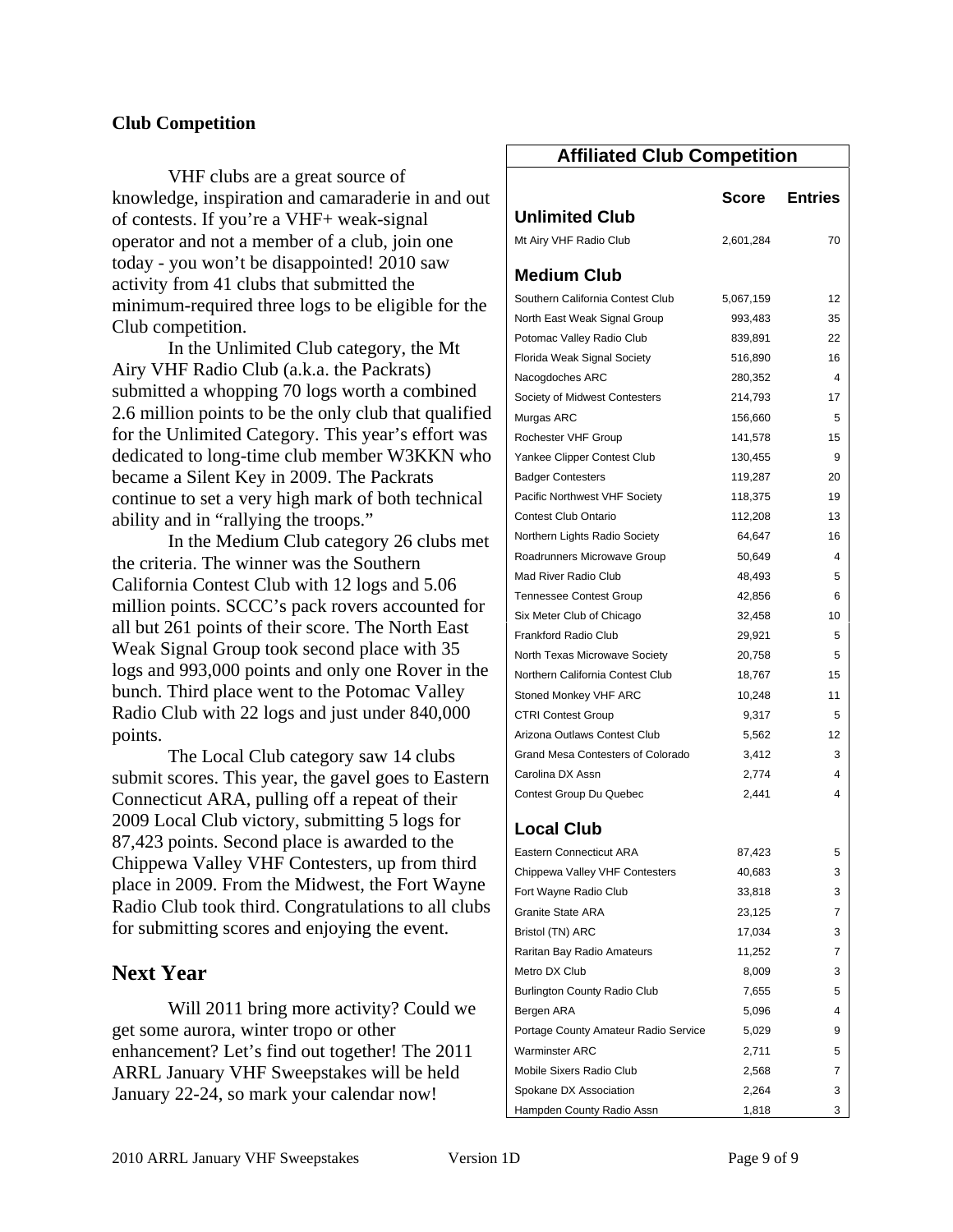## Club Competition

VHF clubs are a great source of knowledge, inspiration and camaraderie in and out of contests. If you're a VHF+ weak-signal operator and not a member of a club, join one today - you won't be disappointed! 2010 saw activity from 41 clubs that submitted the minimum-required three logs to be eligible for the Club competition.

In the Unlimited Club category, the Mt Airy VHF Radio Club (a.k.a. the Packrats) submitted a whopping 70 logs worth a combined 2.6 million points to be the only club that qualified for the Unlimited Category. This year's effort was dedicated to long-time club member W3KKN who became a Silent Key in 2009. The Packrats continue to set a very high mark of both technical ability and in "rallying the troops."

In the Medium Club category 26 clubs met the criteria. The winner was the Southern California Contest Club with 12 logs and 5.06 million points. SCCC's pack rovers accounted for all but 261 points of their score. The North East Weak Signal Group took second place with 35 logs and 993,000 points and only one Rover in the bunch. Third place went to the Potomac Valley Radio Club with 22 logs and just under 840,000 points.

The Local Club category saw 14 clubs submit scores. This year, the gavel goes to Eastern Connecticut ARA, pulling off a repeat of their 2009 Local Club victory, submitting 5 logs for 87,423 points. Second place is awarded to the Chippewa Valley VHF Contesters, up from third place in 2009. From the Midwest, the Fort Wayne Radio Club took third. Congratulations to all clubs for submitting scores and enjoying the event.

## Next Year

Will 2011 bring more activity? Could we get some aurora, winter tropo or other enhancement? Let's find out together! The 2011 ARRL January VHF Sweepstakes will be held January 22-24, so mark your calendar now!

**Affiliated Club Competition**

| | Score | Entries |
|---|---|---|
| **Unlimited Club** | | |
| Mt Airy VHF Radio Club | 2,601,284 | 70 |
| **Medium Club** | | |
| Southern California Contest Club | 5,067,159 | 12 |
| North East Weak Signal Group | 993,483 | 35 |
| Potomac Valley Radio Club | 839,891 | 22 |
| Florida Weak Signal Society | 516,890 | 16 |
| Nacogdoches ARC | 280,352 | 4 |
| Society of Midwest Contesters | 214,793 | 17 |
| Murgas ARC | 156,660 | 5 |
| Rochester VHF Group | 141,578 | 15 |
| Yankee Clipper Contest Club | 130,455 | 9 |
| Badger Contesters | 119,287 | 20 |
| Pacific Northwest VHF Society | 118,375 | 19 |
| Contest Club Ontario | 112,208 | 13 |
| Northern Lights Radio Society | 64,647 | 16 |
| Roadrunners Microwave Group | 50,649 | 4 |
| Mad River Radio Club | 48,493 | 5 |
| Tennessee Contest Group | 42,856 | 6 |
| Six Meter Club of Chicago | 32,458 | 10 |
| Frankford Radio Club | 29,921 | 5 |
| North Texas Microwave Society | 20,758 | 5 |
| Northern California Contest Club | 18,767 | 15 |
| Stoned Monkey VHF ARC | 10,248 | 11 |
| CTRI Contest Group | 9,317 | 5 |
| Arizona Outlaws Contest Club | 5,562 | 12 |
| Grand Mesa Contesters of Colorado | 3,412 | 3 |
| Carolina DX Assn | 2,774 | 4 |
| Contest Group Du Quebec | 2,441 | 4 |
| **Local Club** | | |
| Eastern Connecticut ARA | 87,423 | 5 |
| Chippewa Valley VHF Contesters | 40,683 | 3 |
| Fort Wayne Radio Club | 33,818 | 3 |
| Granite State ARA | 23,125 | 7 |
| Bristol (TN) ARC | 17,034 | 3 |
| Raritan Bay Radio Amateurs | 11,252 | 7 |
| Metro DX Club | 8,009 | 3 |
| Burlington County Radio Club | 7,655 | 5 |
| Bergen ARA | 5,096 | 4 |
| Portage County Amateur Radio Service | 5,029 | 9 |
| Warminster ARC | 2,711 | 5 |
| Mobile Sixers Radio Club | 2,568 | 7 |
| Spokane DX Association | 2,264 | 3 |
| Hampden County Radio Assn | 1,818 | 3 |